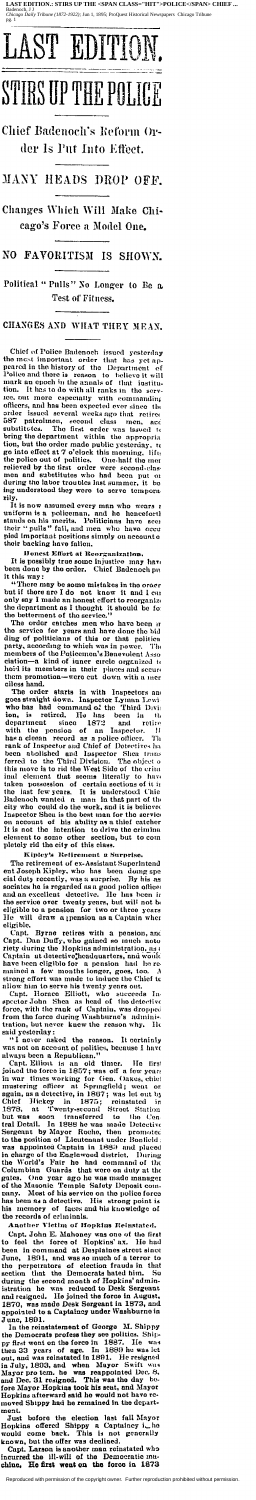# LAST EDITION.

# STIRS UP THE POLICE

## Chief Badenoch's Reform Order Is Put Into Effect.

## MANY HEADS DROP OFF.

### Changes Which Will Make Chicago's Force a Model One.

## NO FAVORITISM IS SHOWN.

### Political "Pulls" No Longer to Be a Test of Fitness.

## CHANGES AND WHAT THEY MEAN.

Chief of Police Badenoch issued yesterday the most important order that has yet appeared in the history of the Department of Police and there is reason to believe it will mark an epoch in the annals of that institution. It has to do with all ranks in the service, but more especially with commanding officers, and has been expected ever since the order issued several weeks ago that retired 587 patrolmen, second class men, and substitutes. The first order was issued to bring the department within the appropriation, but the order made public yesterday, to go into effect at 7 o'clock this morning, lifts the police out of politics. One-half the men relieved by the first order were second-class men and substitutes who had been put on during the labor troubles last summer, it being understood they were to serve temporarily.

It is now assumed every man who wears a uniform is a policeman, and he henceforth stands on his merits. Politicians have seen their "pulls" fall, and men who have occupied important positions simply on account of their backing have fallen.

### Honest Effort at Reorganization.

It is possibly true some injustice may have been done by the order. Chief Badenoch put it this way:

"There may be some mistakes in the order but if there are I do not know it and I can only say I made an honest effort to reorganize the department as I thought it should be for the betterment of the service."

The order catches men who have been in the service for years and have done the bidding of politicians of this or that political party, according to which was in power. The members of the Policemen's Benevolent Association—a kind of inner circle organized to hold its members in their places and secure them promotion—were cut down with a merciless hand.

The order starts in with Inspectors and goes straight down. Inspector Lyman Lewis, who has had command of the Third Division, is retired. He has been in the department since 1872 and retires with the pension of an Inspector. He has a clean record and is a police officer. The rank of Inspector and Chief of Detectives has been abolished and Inspector Shea transferred to the Third Division. The object of this move is to rid the West Side of the criminal element that seems literally to have taken possession of certain sections of it in the last few years. It is understood Chief Badenoch wanted a man in that part of the city who could do the work, and it is believed Inspector Shea is the best man for the service on account of his ability as a thief catcher. It is not the intention to drive the criminal element to some other section, but to completely rid the city of this class.

### Kipley's Retirement a Surprise.

The retirement of ex-Assistant Superintendent Joseph Kipley, who has been doing special duty recently, was a surprise. By his associates he is regarded as a good police officer and an excellent detective. He has been in the service over twenty years, but will not be eligible to a pension for two or three years. He will draw a pension as a Captain when eligible.

Capt. Byrne retires with a pension, and Capt. Dan Duffy, who gained so much notoriety during the Hopkins administration, as Captain at detective headquarters, and would have been eligible for a pension had he remained a few months longer, goes, too. A strong effort was made to induce the Chief to allow him to serve his twenty years out.

Capt. Horace Elliott, who succeeds Inspector John Shea as head of the detective force, with the rank of Captain, was dropped from the force during Washburne's administration, but never knew the reason why. He said yesterday:

"I never asked the reason. It certainly was not on account of politics, because I have always been a Republican."

Capt. Elliott is an old timer. He first joined the force in 1857; was off a few years in war times working for Gen. Oakes, chief mustering officer at Springfield; went on again, as a detective, in 1867; was let out by Chief Hickey in 1875; reinstated in 1878, at Twenty-second Street Station, but was soon transferred to the Central Detail. In 1880 he was made Detective Sergeant by Mayor Roche, then promoted to the position of Lieutenant under Bonfield; was appointed Captain in 1883 and placed in charge of the Englewood district. During the World's Fair he had command of the Columbian Guards that were on duty at the gates. One year ago he was made manager of the Masonic Temple Safety Deposit Company. Most of his service on the police force has been as a detective. His strong point is his memory of faces and his knowledge of the records of criminals.

### Another Victim of Hopkins Reinstated.

Capt. John E. Mahoney was one of the first to feel the force of Hopkins' ax. He had been in command at Desplaines street since June, 1891, and was so much of a terror to the perpetrators of election frauds in that section that the Democrats hated him. So during the second month of Hopkins' administration he was reduced to Desk Sergeant and resigned. He joined the force in August, 1870, was made Desk Sergeant in 1873, and appointed to a Captaincy under Washburne in June, 1891.

In the reinstatement of George M. Shippy the Democrats profess they see politics. Shippy first went on the force in 1887. He was then 33 years of age. In 1889 he was let out, and was reinstated in 1891. He resigned in July, 1893, and when Mayor Swift was Mayor pro tem. he was reappointed Dec. 8, and Dec. 31 resigned. This was the day before Mayor Hopkins took his seat, and Mayor Hopkins afterward said he would not have removed Shippy had he remained in the department.

Just before the election last fall Mayor Hopkins offered Shippy a Captaincy, but he would come back. This is not generally known, but the offer was declined.

Capt. Larson is another man reinstated who incurred the ill-will of the Democratic machine. He first went on the force in 1873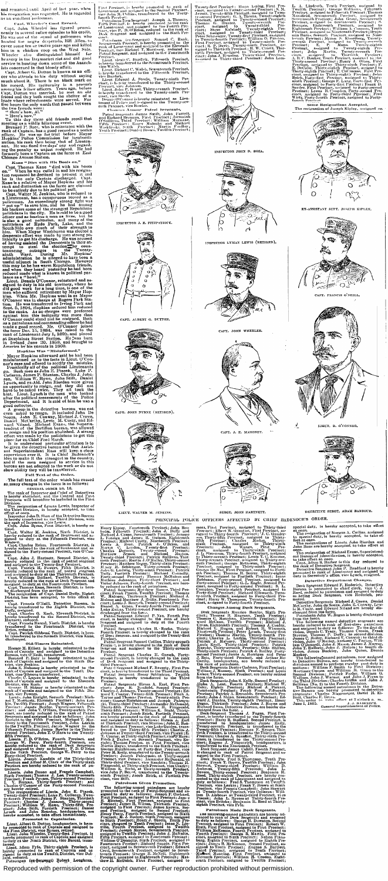and remained until April of last year, when his resignation was requested. He is regarded as an excellent policeman.

## Capt. Wheeler's Good Record.

Capt. John Wheeler has figured prominently in several police episodes to his credit. He was one of the squad of policemen who hunted the negro desperado, Bill Allen, to cover some ten or twelve years ago and killed him in a chicken coop on the West Side. Wheeler also distinguished himself for bravery in the Haymarket riot and did good service in hunting down some of the Anarchists concerned in that bloody affair.

Capt. Albert G. Dutton is known as an officer who attends to his duty without saying much about it. There is no black mark on his record. His taciturnity is a proverb among his fellow officers. Years ago, before Capt. Dutton was married, he met an old friend and they both sought the shelter of a place where refreshments were served. For five hours the only words that passed between the two friends were:

"Here's how, Al."

"Here's how."

To this day these old friends recall that meeting as a rather boisterous event.

Bernard P. Baer, who is reinstated with the rank of Lieutenant, had a good record as a police officer. He was up for trial before Mayor Hopkins' Police Commission for insubordination. His rank then being that of Lieutenant. He was fined ten days' pay and regarding the penalty as unjust resigned. He had formerly been a Captain on the force in East Chicago Avenue Station.

## Kane "Dies with His Boots on."

Capt. Thomas Kane "died with his boots on." When he was called in and his resignation requested he declined to present it and he is the only Captain discharged. Capt. Kane is a relative of Mayor Hopkins and his rank and distinction on the force are claimed to be entirely due to his political pull.

Capt. Walter M. Jenkins, who is reduced to a Lieutenant, has a conspicuous record as a policeman. An exceedingly strong fight was put out to save him, and he had among his backers some of the strongest Republican politicians in the city. He is said to be a good officer and as fearless a man as lives, but he is also a good politician, and many of the politicians of Hyde Park, Lake, and the South Side owe much of their strength to him. When Mayor Washburne was elected a desperate effort was made by men prominent politically to get his discharge. He was accused of having assisted the Democrats in their attempt to steal the election in the Twenty-ninth Ward. During Mr. Hopkins' administration he is alleged to have been a useful adjunct in South Chicago. However this may be he has warm Republican friends, and when they heard yesterday he had been reduced made what is known in political parlance as a "howl."

Lieut. Dennis O'Connor, reinstated and assigned to duty in his old territory, where he did good work for a long time, is one of the men who suffered retirement by Mayor Hopkins. When Mr. Hopkins went into office O'Connor was in charge at Rogers Park Station. He was transferred to Irving Park and Sept. 6, 1894, Hopkins ordered him reduced to the ranks. As no charges were preferred against him this indignity was more than O'Connor could stand and he resigned. Both as a patrolman and commanding officer he had made a good record. Mr. O'Connor joined the force Dec. 15, 1884, was raised to the rank of Lieutenant July 1, 1892, and placed at Desplaines Street Station. He was born in Ireland June 20, 1858, and brought to America by his parents in 1869.

## Hopkins Was "Misinformed."

Mayor Hopkins afterward said he had been misinformed as to the facts in Lieut. O'Connor's case and offered to rectify the mistake. Practically all of the political Lieutenants go. Such men as John E. Plaeski, Luke P. Colleran, James P. Stanton, Charles J. Johnson, William W. Howe, John Sills, Jacob Lyons, and ex-Ald. John Rurdan were given an opportunity to resign, and they will not have to be asked twice. They all took the hint. Lieut. Lynch is the man who looked after the political assessments of the Police Department, and it is said of him he was a good collector.

A group in the detective bureau was not even asked to resign. It included John De Nason, John E. Conway, Michael J. Crowe, Daniel McCarthy, Lewis M. Cody, and Edward Niland. Michael Evans, the Superintendent of the Bertillon bureau, was allowed to resign and his position abolished. A strong effort was made by the politicians to get this place for ex-Chief Fred Marsh.

It is understood particular attention is to be given the detective bureau and that Assistant Superintendent Ross will keep close supervision over it. It is Chief Badenoch's idea to make it the strongest in the country, and if the men assigned to service in this bureau are not adapted to the work or do not show ability they will be transferred.

## Full Text of the Order.

The full text of the order which has caused so many changes in the force is as follows:

GENERAL ORDER NO. 18.

The rank of Inspector and that of Detectives is hereby abolished, and the Central and Last Precincts will hereafter be included in the First Division.

The resignation of Lyman Lewis, Inspector of the Third Division, is hereby accepted, to take effect at once.

Inspector John D. Shea of the Detective Bureau is hereby transferred to the Third Division, with the rank of Inspector, vice Lewis.

INSPECTOR J. E. FITZPATRICK.

INSPECTOR JOHN D. SHEA.

INSPECTOR LYMAN LEWIS (RETIRED).

EX-ASSISTANT SUPT. JOSEPH KIPLEY.

CAPT. ALBERT G. DUTTON.

CAPT. JOHN WHEELER.

CAPT. FRANCIS O'NEILL.

CAPT. JOHN BYRNE (RETIRED).

CAPT. J. E. MAHONEY.

LIEUT. D. O'CONNOR.

LIEUT. WALTER M. JENKINS.

SERGT. JOHN HARTNETT.

DETECTIVE SERGT. ADAM BARBOUR.

PRINCIPAL POLICE OFFICERS AFFECTED BY CHIEF BADENOCH'S ORDER.

## Old-Timers Reinstated.

## Promoted to Captaincies.

## Changes Among Patrol Sergeants.

## Patrolmen Given Promotion.

## Changes Among Desk Sergeants.

## Patrolmen Made Desk Sergeants.

## Detective Department Changes.

## Some Resignations Accepted.